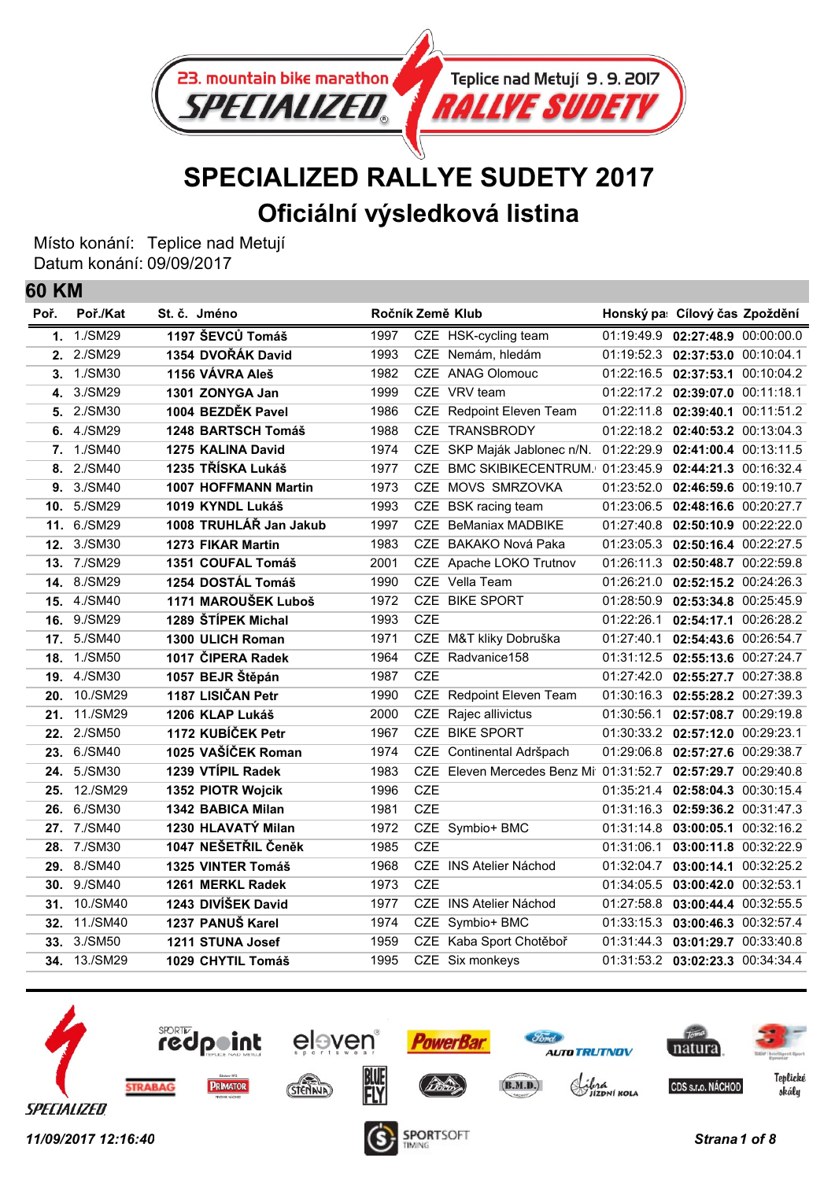# SPECIALIZED RALLYE SUDETY 2017

## Oficiální výsledková listina

Místo konání: Teplice nad Metují
Datum konání: 09/09/2017

## 60 KM

| Poř. | Poř./Kat | St. č. | Jméno | Ročník | Země | Klub | Honský pa | Cílový čas | Zpoždění |
|---|---|---|---|---|---|---|---|---|---|
| **1.** | 1./SM29 | **1197** | **ŠEVCŮ Tomáš** | 1997 | CZE | HSK-cycling team | 01:19:49.9 | **02:27:48.9** | 00:00:00.0 |
| **2.** | 2./SM29 | **1354** | **DVOŘÁK David** | 1993 | CZE | Nemám, hledám | 01:19:52.3 | **02:37:53.0** | 00:10:04.1 |
| **3.** | 1./SM30 | **1156** | **VÁVRA Aleš** | 1982 | CZE | ANAG Olomouc | 01:22:16.5 | **02:37:53.1** | 00:10:04.2 |
| **4.** | 3./SM29 | **1301** | **ZONYGA Jan** | 1999 | CZE | VRV team | 01:22:17.2 | **02:39:07.0** | 00:11:18.1 |
| **5.** | 2./SM30 | **1004** | **BEZDĚK Pavel** | 1986 | CZE | Redpoint Eleven Team | 01:22:11.8 | **02:39:40.1** | 00:11:51.2 |
| **6.** | 4./SM29 | **1248** | **BARTSCH Tomáš** | 1988 | CZE | TRANSBRODY | 01:22:18.2 | **02:40:53.2** | 00:13:04.3 |
| **7.** | 1./SM40 | **1275** | **KALINA David** | 1974 | CZE | SKP Maják Jablonec n/N. | 01:22:29.9 | **02:41:00.4** | 00:13:11.5 |
| **8.** | 2./SM40 | **1235** | **TŘÍSKA Lukáš** | 1977 | CZE | BMC SKIBIKECENTRUM. | 01:23:45.9 | **02:44:21.3** | 00:16:32.4 |
| **9.** | 3./SM40 | **1007** | **HOFFMANN Martin** | 1973 | CZE | MOVS SMRZOVKA | 01:23:52.0 | **02:46:59.6** | 00:19:10.7 |
| **10.** | 5./SM29 | **1019** | **KYNDL Lukáš** | 1993 | CZE | BSK racing team | 01:23:06.5 | **02:48:16.6** | 00:20:27.7 |
| **11.** | 6./SM29 | **1008** | **TRUHLÁŘ Jan Jakub** | 1997 | CZE | BeManiax MADBIKE | 01:27:40.8 | **02:50:10.9** | 00:22:22.0 |
| **12.** | 3./SM30 | **1273** | **FIKAR Martin** | 1983 | CZE | BAKAKO Nová Paka | 01:23:05.3 | **02:50:16.4** | 00:22:27.5 |
| **13.** | 7./SM29 | **1351** | **COUFAL Tomáš** | 2001 | CZE | Apache LOKO Trutnov | 01:26:11.3 | **02:50:48.7** | 00:22:59.8 |
| **14.** | 8./SM29 | **1254** | **DOSTÁL Tomáš** | 1990 | CZE | Vella Team | 01:26:21.0 | **02:52:15.2** | 00:24:26.3 |
| **15.** | 4./SM40 | **1171** | **MAROUŠEK Luboš** | 1972 | CZE | BIKE SPORT | 01:28:50.9 | **02:53:34.8** | 00:25:45.9 |
| **16.** | 9./SM29 | **1289** | **ŠTÍPEK Michal** | 1993 | CZE | | 01:22:26.1 | **02:54:17.1** | 00:26:28.2 |
| **17.** | 5./SM40 | **1300** | **ULICH Roman** | 1971 | CZE | M&T kliky Dobruška | 01:27:40.1 | **02:54:43.6** | 00:26:54.7 |
| **18.** | 1./SM50 | **1017** | **ČIPERA Radek** | 1964 | CZE | Radvanice158 | 01:31:12.5 | **02:55:13.6** | 00:27:24.7 |
| **19.** | 4./SM30 | **1057** | **BEJR Štěpán** | 1987 | CZE | | 01:27:42.0 | **02:55:27.7** | 00:27:38.8 |
| **20.** | 10./SM29 | **1187** | **LISIČAN Petr** | 1990 | CZE | Redpoint Eleven Team | 01:30:16.3 | **02:55:28.2** | 00:27:39.3 |
| **21.** | 11./SM29 | **1206** | **KLAP Lukáš** | 2000 | CZE | Rajec allivictus | 01:30:56.1 | **02:57:08.7** | 00:29:19.8 |
| **22.** | 2./SM50 | **1172** | **KUBÍČEK Petr** | 1967 | CZE | BIKE SPORT | 01:30:33.2 | **02:57:12.0** | 00:29:23.1 |
| **23.** | 6./SM40 | **1025** | **VAŠÍČEK Roman** | 1974 | CZE | Continental Adršpach | 01:29:06.8 | **02:57:27.6** | 00:29:38.7 |
| **24.** | 5./SM30 | **1239** | **VTÍPIL Radek** | 1983 | CZE | Eleven Mercedes Benz Mi | 01:31:52.7 | **02:57:29.7** | 00:29:40.8 |
| **25.** | 12./SM29 | **1352** | **PIOTR Wojcik** | 1996 | CZE | | 01:35:21.4 | **02:58:04.3** | 00:30:15.4 |
| **26.** | 6./SM30 | **1342** | **BABICA Milan** | 1981 | CZE | | 01:31:16.3 | **02:59:36.2** | 00:31:47.3 |
| **27.** | 7./SM40 | **1230** | **HLAVATÝ Milan** | 1972 | CZE | Symbio+ BMC | 01:31:14.8 | **03:00:05.1** | 00:32:16.2 |
| **28.** | 7./SM30 | **1047** | **NEŠETŘIL Čeněk** | 1985 | CZE | | 01:31:06.1 | **03:00:11.8** | 00:32:22.9 |
| **29.** | 8./SM40 | **1325** | **VINTER Tomáš** | 1968 | CZE | INS Atelier Náchod | 01:32:04.7 | **03:00:14.1** | 00:32:25.2 |
| **30.** | 9./SM40 | **1261** | **MERKL Radek** | 1973 | CZE | | 01:34:05.5 | **03:00:42.0** | 00:32:53.1 |
| **31.** | 10./SM40 | **1243** | **DIVÍŠEK David** | 1977 | CZE | INS Atelier Náchod | 01:27:58.8 | **03:00:44.4** | 00:32:55.5 |
| **32.** | 11./SM40 | **1237** | **PANUŠ Karel** | 1974 | CZE | Symbio+ BMC | 01:33:15.3 | **03:00:46.3** | 00:32:57.4 |
| **33.** | 3./SM50 | **1211** | **STUNA Josef** | 1959 | CZE | Kaba Sport Chotěboř | 01:31:44.3 | **03:01:29.7** | 00:33:40.8 |
| **34.** | 13./SM29 | **1029** | **CHYTIL Tomáš** | 1995 | CZE | Six monkeys | 01:31:53.2 | **03:02:23.3** | 00:34:34.4 |

*11/09/2017 12:16:40*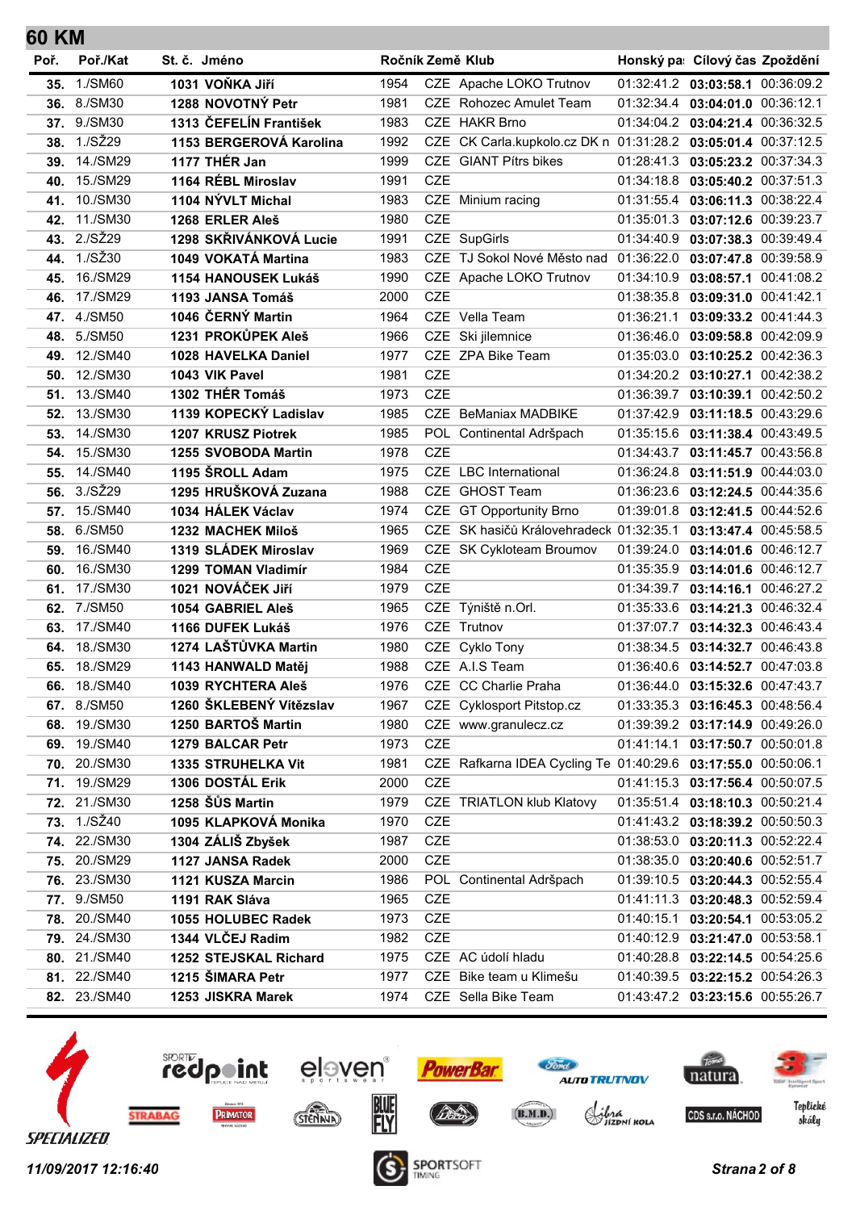## 60 KM

| Poř. | Poř./Kat | St. č. | Jméno | Ročník | Země | Klub | Honský pas | Cílový čas | Zpoždění |
|---|---|---|---|---|---|---|---|---|---|
| **35.** | 1./SM60 | **1031** | **VOŇKA Jiří** | 1954 | CZE | Apache LOKO Trutnov | 01:32:41.2 | **03:03:58.1** | 00:36:09.2 |
| **36.** | 8./SM30 | **1288** | **NOVOTNÝ Petr** | 1981 | CZE | Rohozec Amulet Team | 01:32:34.4 | **03:04:01.0** | 00:36:12.1 |
| **37.** | 9./SM30 | **1313** | **ČEFELÍN František** | 1983 | CZE | HAKR Brno | 01:34:04.2 | **03:04:21.4** | 00:36:32.5 |
| **38.** | 1./SŽ29 | **1153** | **BERGEROVÁ Karolína** | 1992 | CZE | CK Carla.kupkolo.cz DK n | 01:31:28.2 | **03:05:01.4** | 00:37:12.5 |
| **39.** | 14./SM29 | **1177** | **THÉR Jan** | 1999 | CZE | GIANT Pítrs bikes | 01:28:41.3 | **03:05:23.2** | 00:37:34.3 |
| **40.** | 15./SM29 | **1164** | **RÉBL Miroslav** | 1991 | CZE | | 01:34:18.8 | **03:05:40.2** | 00:37:51.3 |
| **41.** | 10./SM30 | **1104** | **NÝVLT Michal** | 1983 | CZE | Minium racing | 01:31:55.4 | **03:06:11.3** | 00:38:22.4 |
| **42.** | 11./SM30 | **1268** | **ERLER Aleš** | 1980 | CZE | | 01:35:01.3 | **03:07:12.6** | 00:39:23.7 |
| **43.** | 2./SŽ29 | **1298** | **SKŘIVÁNKOVÁ Lucie** | 1991 | CZE | SupGirls | 01:34:40.9 | **03:07:38.3** | 00:39:49.4 |
| **44.** | 1./SŽ30 | **1049** | **VOKATÁ Martina** | 1983 | CZE | TJ Sokol Nové Město nad | 01:36:22.0 | **03:07:47.8** | 00:39:58.9 |
| **45.** | 16./SM29 | **1154** | **HANOUSEK Lukáš** | 1990 | CZE | Apache LOKO Trutnov | 01:34:10.9 | **03:08:57.1** | 00:41:08.2 |
| **46.** | 17./SM29 | **1193** | **JANSA Tomáš** | 2000 | CZE | | 01:38:35.8 | **03:09:31.0** | 00:41:42.1 |
| **47.** | 4./SM50 | **1046** | **ČERNÝ Martin** | 1964 | CZE | Vella Team | 01:36:21.1 | **03:09:33.2** | 00:41:44.3 |
| **48.** | 5./SM50 | **1231** | **PROKŮPEK Aleš** | 1966 | CZE | Ski jilemnice | 01:36:46.0 | **03:09:58.8** | 00:42:09.9 |
| **49.** | 12./SM40 | **1028** | **HAVELKA Daniel** | 1977 | CZE | ZPA Bike Team | 01:35:03.0 | **03:10:25.2** | 00:42:36.3 |
| **50.** | 12./SM30 | **1043** | **VIK Pavel** | 1981 | CZE | | 01:34:20.2 | **03:10:27.1** | 00:42:38.2 |
| **51.** | 13./SM40 | **1302** | **THÉR Tomáš** | 1973 | CZE | | 01:36:39.7 | **03:10:39.1** | 00:42:50.2 |
| **52.** | 13./SM30 | **1139** | **KOPECKÝ Ladislav** | 1985 | CZE | BeManiax MADBIKE | 01:37:42.9 | **03:11:18.5** | 00:43:29.6 |
| **53.** | 14./SM30 | **1207** | **KRUSZ Piotrek** | 1985 | POL | Continental Adršpach | 01:35:15.6 | **03:11:38.4** | 00:43:49.5 |
| **54.** | 15./SM30 | **1255** | **SVOBODA Martin** | 1978 | CZE | | 01:34:43.7 | **03:11:45.7** | 00:43:56.8 |
| **55.** | 14./SM40 | **1195** | **ŠROLL Adam** | 1975 | CZE | LBC International | 01:36:24.8 | **03:11:51.9** | 00:44:03.0 |
| **56.** | 3./SŽ29 | **1295** | **HRUŠKOVÁ Zuzana** | 1988 | CZE | GHOST Team | 01:36:23.6 | **03:12:24.5** | 00:44:35.6 |
| **57.** | 15./SM40 | **1034** | **HÁLEK Václav** | 1974 | CZE | GT Opportunity Brno | 01:39:01.8 | **03:12:41.5** | 00:44:52.6 |
| **58.** | 6./SM50 | **1232** | **MACHEK Miloš** | 1965 | CZE | SK hasičů Královehradeck | 01:32:35.1 | **03:13:47.4** | 00:45:58.5 |
| **59.** | 16./SM40 | **1319** | **SLÁDEK Miroslav** | 1969 | CZE | SK Cykloteam Broumov | 01:39:24.0 | **03:14:01.6** | 00:46:12.7 |
| **60.** | 16./SM30 | **1299** | **TOMAN Vladimír** | 1984 | CZE | | 01:35:35.9 | **03:14:01.6** | 00:46:12.7 |
| **61.** | 17./SM30 | **1021** | **NOVÁČEK Jiří** | 1979 | CZE | | 01:34:39.7 | **03:14:16.1** | 00:46:27.2 |
| **62.** | 7./SM50 | **1054** | **GABRIEL Aleš** | 1965 | CZE | Týniště n.Orl. | 01:35:33.6 | **03:14:21.3** | 00:46:32.4 |
| **63.** | 17./SM40 | **1166** | **DUFEK Lukáš** | 1976 | CZE | Trutnov | 01:37:07.7 | **03:14:32.3** | 00:46:43.4 |
| **64.** | 18./SM30 | **1274** | **LAŠTŮVKA Martin** | 1980 | CZE | Cyklo Tony | 01:38:34.5 | **03:14:32.7** | 00:46:43.8 |
| **65.** | 18./SM29 | **1143** | **HANWALD Matěj** | 1988 | CZE | A.I.S Team | 01:36:40.6 | **03:14:52.7** | 00:47:03.8 |
| **66.** | 18./SM40 | **1039** | **RYCHTERA Aleš** | 1976 | CZE | CC Charlie Praha | 01:36:44.0 | **03:15:32.6** | 00:47:43.7 |
| **67.** | 8./SM50 | **1260** | **ŠKLEBENÝ Vítězslav** | 1967 | CZE | Cyklosport Pitstop.cz | 01:33:35.3 | **03:16:45.3** | 00:48:56.4 |
| **68.** | 19./SM30 | **1250** | **BARTOŠ Martin** | 1980 | CZE | www.granulecz.cz | 01:39:39.2 | **03:17:14.9** | 00:49:26.0 |
| **69.** | 19./SM40 | **1279** | **BALCAR Petr** | 1973 | CZE | | 01:41:14.1 | **03:17:50.7** | 00:50:01.8 |
| **70.** | 20./SM30 | **1335** | **STRUHELKA Vit** | 1981 | CZE | Rafkarna IDEA Cycling Te | 01:40:29.6 | **03:17:55.0** | 00:50:06.1 |
| **71.** | 19./SM29 | **1306** | **DOSTÁL Erik** | 2000 | CZE | | 01:41:15.3 | **03:17:56.4** | 00:50:07.5 |
| **72.** | 21./SM30 | **1258** | **ŠŮS Martin** | 1979 | CZE | TRIATLON klub Klatovy | 01:35:51.4 | **03:18:10.3** | 00:50:21.4 |
| **73.** | 1./SŽ40 | **1095** | **KLAPKOVÁ Monika** | 1970 | CZE | | 01:41:43.2 | **03:18:39.2** | 00:50:50.3 |
| **74.** | 22./SM30 | **1304** | **ZÁLIŠ Zbyšek** | 1987 | CZE | | 01:38:53.0 | **03:20:11.3** | 00:52:22.4 |
| **75.** | 20./SM29 | **1127** | **JANSA Radek** | 2000 | CZE | | 01:38:35.0 | **03:20:40.6** | 00:52:51.7 |
| **76.** | 23./SM30 | **1121** | **KUSZA Marcin** | 1986 | POL | Continental Adršpach | 01:39:10.5 | **03:20:44.3** | 00:52:55.4 |
| **77.** | 9./SM50 | **1191** | **RAK Sláva** | 1965 | CZE | | 01:41:11.3 | **03:20:48.3** | 00:52:59.4 |
| **78.** | 20./SM40 | **1055** | **HOLUBEC Radek** | 1973 | CZE | | 01:40:15.1 | **03:20:54.1** | 00:53:05.2 |
| **79.** | 24./SM30 | **1344** | **VLČEJ Radim** | 1982 | CZE | | 01:40:12.9 | **03:21:47.0** | 00:53:58.1 |
| **80.** | 21./SM40 | **1252** | **STEJSKAL Richard** | 1975 | CZE | AC údolí hladu | 01:40:28.8 | **03:22:14.5** | 00:54:25.6 |
| **81.** | 22./SM40 | **1215** | **ŠIMARA Petr** | 1977 | CZE | Bike team u Klimešu | 01:40:39.5 | **03:22:15.2** | 00:54:26.3 |
| **82.** | 23./SM40 | **1253** | **JISKRA Marek** | 1974 | CZE | Sella Bike Team | 01:43:47.2 | **03:23:15.6** | 00:55:26.7 |

*11/09/2017 12:16:40*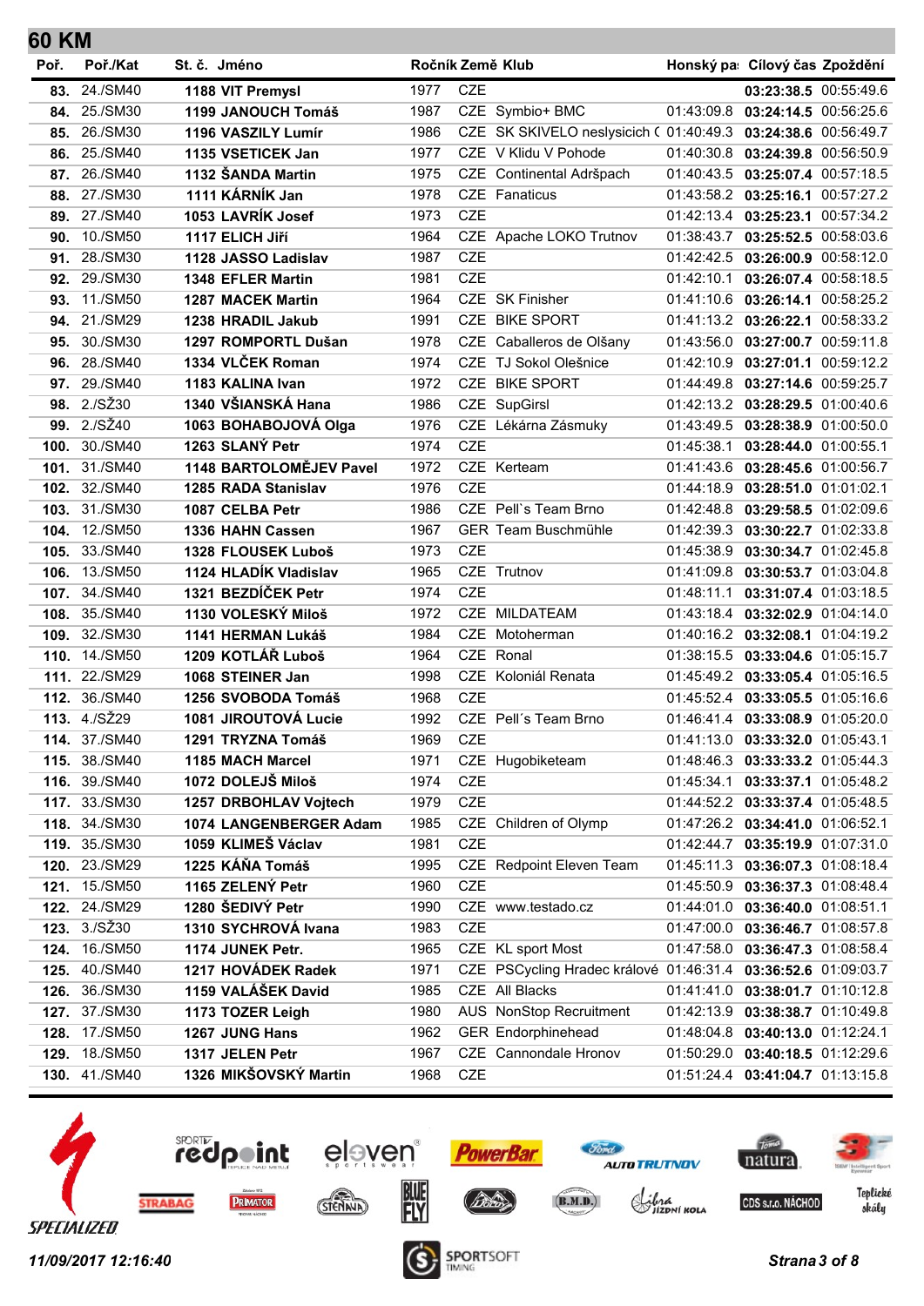## 60 KM

| Poř. | Poř./Kat | St. č. | Jméno | Ročník | Země | Klub | Honský pa | Cílový čas | Zpoždění |
|---|---|---|---|---|---|---|---|---|---|
| 83. | 24./SM40 | 1188 | VIT Premysl | 1977 | CZE | | | **03:23:38.5** | 00:55:49.6 |
| 84. | 25./SM30 | 1199 | JANOUCH Tomáš | 1987 | CZE | Symbio+ BMC | 01:43:09.8 | **03:24:14.5** | 00:56:25.6 |
| 85. | 26./SM30 | 1196 | VASZILY Lumír | 1986 | CZE | SK SKIVELO neslysicich ( | 01:40:49.3 | **03:24:38.6** | 00:56:49.7 |
| 86. | 25./SM40 | 1135 | VSETICEK Jan | 1977 | CZE | V Klidu V Pohode | 01:40:30.8 | **03:24:39.8** | 00:56:50.9 |
| 87. | 26./SM40 | 1132 | ŠANDA Martin | 1975 | CZE | Continental Adršpach | 01:40:43.5 | **03:25:07.4** | 00:57:18.5 |
| 88. | 27./SM30 | 1111 | KÁRNÍK Jan | 1978 | CZE | Fanaticus | 01:43:58.2 | **03:25:16.1** | 00:57:27.2 |
| 89. | 27./SM40 | 1053 | LAVRÍK Josef | 1973 | CZE | | 01:42:13.4 | **03:25:23.1** | 00:57:34.2 |
| 90. | 10./SM50 | 1117 | ELICH Jiří | 1964 | CZE | Apache LOKO Trutnov | 01:38:43.7 | **03:25:52.5** | 00:58:03.6 |
| 91. | 28./SM30 | 1128 | JASSO Ladislav | 1987 | CZE | | 01:42:42.5 | **03:26:00.9** | 00:58:12.0 |
| 92. | 29./SM30 | 1348 | EFLER Martin | 1981 | CZE | | 01:42:10.1 | **03:26:07.4** | 00:58:18.5 |
| 93. | 11./SM50 | 1287 | MACEK Martin | 1964 | CZE | SK Finisher | 01:41:10.6 | **03:26:14.1** | 00:58:25.2 |
| 94. | 21./SM29 | 1238 | HRADIL Jakub | 1991 | CZE | BIKE SPORT | 01:41:13.2 | **03:26:22.1** | 00:58:33.2 |
| 95. | 30./SM30 | 1297 | ROMPORTL Dušan | 1978 | CZE | Caballeros de Olšany | 01:43:56.0 | **03:27:00.7** | 00:59:11.8 |
| 96. | 28./SM40 | 1334 | VLČEK Roman | 1974 | CZE | TJ Sokol Olešnice | 01:42:10.9 | **03:27:01.1** | 00:59:12.2 |
| 97. | 29./SM40 | 1183 | KALINA Ivan | 1972 | CZE | BIKE SPORT | 01:44:49.8 | **03:27:14.6** | 00:59:25.7 |
| 98. | 2./SŽ30 | 1340 | VŠIANSKÁ Hana | 1986 | CZE | SupGirsl | 01:42:13.2 | **03:28:29.5** | 01:00:40.6 |
| 99. | 2./SŽ40 | 1063 | BOHABOJOVÁ Olga | 1976 | CZE | Lékárna Zásmuky | 01:43:49.5 | **03:28:38.9** | 01:00:50.0 |
| 100. | 30./SM40 | 1263 | SLANÝ Petr | 1974 | CZE | | 01:45:38.1 | **03:28:44.0** | 01:00:55.1 |
| 101. | 31./SM40 | 1148 | BARTOLOMĚJEV Pavel | 1972 | CZE | Kerteam | 01:41:43.6 | **03:28:45.6** | 01:00:56.7 |
| 102. | 32./SM40 | 1285 | RADA Stanislav | 1976 | CZE | | 01:44:18.9 | **03:28:51.0** | 01:01:02.1 |
| 103. | 31./SM30 | 1087 | CELBA Petr | 1986 | CZE | Pell`s Team Brno | 01:42:48.8 | **03:29:58.5** | 01:02:09.6 |
| 104. | 12./SM50 | 1336 | HAHN Cassen | 1967 | GER | Team Buschmühle | 01:42:39.3 | **03:30:22.7** | 01:02:33.8 |
| 105. | 33./SM40 | 1328 | FLOUSEK Luboš | 1973 | CZE | | 01:45:38.9 | **03:30:34.7** | 01:02:45.8 |
| 106. | 13./SM50 | 1124 | HLADÍK Vladislav | 1965 | CZE | Trutnov | 01:41:09.8 | **03:30:53.7** | 01:03:04.8 |
| 107. | 34./SM40 | 1321 | BEZDÍČEK Petr | 1974 | CZE | | 01:48:11.1 | **03:31:07.4** | 01:03:18.5 |
| 108. | 35./SM40 | 1130 | VOLESKÝ Miloš | 1972 | CZE | MILDATEAM | 01:43:18.4 | **03:32:02.9** | 01:04:14.0 |
| 109. | 32./SM30 | 1141 | HERMAN Lukáš | 1984 | CZE | Motoherman | 01:40:16.2 | **03:32:08.1** | 01:04:19.2 |
| 110. | 14./SM50 | 1209 | KOTLÁŘ Luboš | 1964 | CZE | Ronal | 01:38:15.5 | **03:33:04.6** | 01:05:15.7 |
| 111. | 22./SM29 | 1068 | STEINER Jan | 1998 | CZE | Koloniál Renata | 01:45:49.2 | **03:33:05.4** | 01:05:16.5 |
| 112. | 36./SM40 | 1256 | SVOBODA Tomáš | 1968 | CZE | | 01:45:52.4 | **03:33:05.5** | 01:05:16.6 |
| 113. | 4./SŽ29 | 1081 | JIROUTOVÁ Lucie | 1992 | CZE | Pell´s Team Brno | 01:46:41.4 | **03:33:08.9** | 01:05:20.0 |
| 114. | 37./SM40 | 1291 | TRYZNA Tomáš | 1969 | CZE | | 01:41:13.0 | **03:33:32.0** | 01:05:43.1 |
| 115. | 38./SM40 | 1185 | MACH Marcel | 1971 | CZE | Hugobiketeam | 01:48:46.3 | **03:33:33.2** | 01:05:44.3 |
| 116. | 39./SM40 | 1072 | DOLEJŠ Miloš | 1974 | CZE | | 01:45:34.1 | **03:33:37.1** | 01:05:48.2 |
| 117. | 33./SM30 | 1257 | DRBOHLAV Vojtech | 1979 | CZE | | 01:44:52.2 | **03:33:37.4** | 01:05:48.5 |
| 118. | 34./SM30 | 1074 | LANGENBERGER Adam | 1985 | CZE | Children of Olymp | 01:47:26.2 | **03:34:41.0** | 01:06:52.1 |
| 119. | 35./SM30 | 1059 | KLIMEŠ Václav | 1981 | CZE | | 01:42:44.7 | **03:35:19.9** | 01:07:31.0 |
| 120. | 23./SM29 | 1225 | KÁŇA Tomáš | 1995 | CZE | Redpoint Eleven Team | 01:45:11.3 | **03:36:07.3** | 01:08:18.4 |
| 121. | 15./SM50 | 1165 | ZELENÝ Petr | 1960 | CZE | | 01:45:50.9 | **03:36:37.3** | 01:08:48.4 |
| 122. | 24./SM29 | 1280 | ŠEDIVÝ Petr | 1990 | CZE | www.testado.cz | 01:44:01.0 | **03:36:40.0** | 01:08:51.1 |
| 123. | 3./SŽ30 | 1310 | SYCHROVÁ Ivana | 1983 | CZE | | 01:47:00.0 | **03:36:46.7** | 01:08:57.8 |
| 124. | 16./SM50 | 1174 | JUNEK Petr. | 1965 | CZE | KL sport Most | 01:47:58.0 | **03:36:47.3** | 01:08:58.4 |
| 125. | 40./SM40 | 1217 | HOVÁDEK Radek | 1971 | CZE | PSCycling Hradec králové | 01:46:31.4 | **03:36:52.6** | 01:09:03.7 |
| 126. | 36./SM30 | 1159 | VALÁŠEK David | 1985 | CZE | All Blacks | 01:41:41.0 | **03:38:01.7** | 01:10:12.8 |
| 127. | 37./SM30 | 1173 | TOZER Leigh | 1980 | AUS | NonStop Recruitment | 01:42:13.9 | **03:38:38.7** | 01:10:49.8 |
| 128. | 17./SM50 | 1267 | JUNG Hans | 1962 | GER | Endorphinehead | 01:48:04.8 | **03:40:13.0** | 01:12:24.1 |
| 129. | 18./SM50 | 1317 | JELEN Petr | 1967 | CZE | Cannondale Hronov | 01:50:29.0 | **03:40:18.5** | 01:12:29.6 |
| 130. | 41./SM40 | 1326 | MIKŠOVSKÝ Martin | 1968 | CZE | | 01:51:24.4 | **03:41:04.7** | 01:13:15.8 |

*11/09/2017 12:16:40*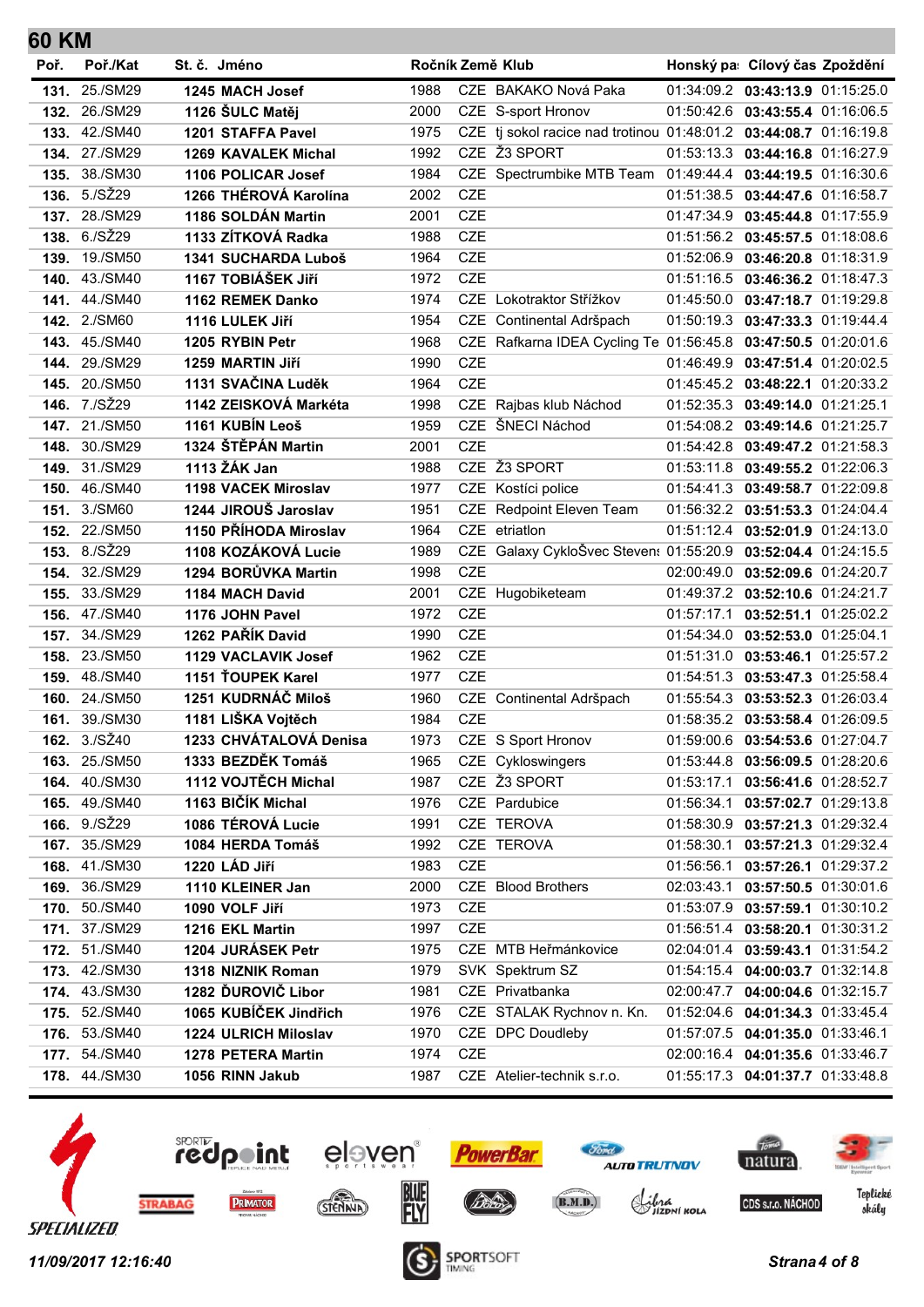## 60 KM

| Poř. | Poř./Kat | St. č. | Jméno | Ročník | Země | Klub | Honský pa | Cílový čas | Zpoždění |
|---|---|---|---|---|---|---|---|---|---|
| 131. | 25./SM29 | 1245 | MACH Josef | 1988 | CZE | BAKAKO Nová Paka | 01:34:09.2 | **03:43:13.9** | 01:15:25.0 |
| 132. | 26./SM29 | 1126 | ŠULC Matěj | 2000 | CZE | S-sport Hronov | 01:50:42.6 | **03:43:55.4** | 01:16:06.5 |
| 133. | 42./SM40 | 1201 | STAFFA Pavel | 1975 | CZE | tj sokol racice nad trotinou | 01:48:01.2 | **03:44:08.7** | 01:16:19.8 |
| 134. | 27./SM29 | 1269 | KAVALEK Michal | 1992 | CZE | Ž3 SPORT | 01:53:13.3 | **03:44:16.8** | 01:16:27.9 |
| 135. | 38./SM30 | 1106 | POLICAR Josef | 1984 | CZE | Spectrumbike MTB Team | 01:49:44.4 | **03:44:19.5** | 01:16:30.6 |
| 136. | 5./SŽ29 | 1266 | THÉROVÁ Karolína | 2002 | CZE | | 01:51:38.5 | **03:44:47.6** | 01:16:58.7 |
| 137. | 28./SM29 | 1186 | SOLDÁN Martin | 2001 | CZE | | 01:47:34.9 | **03:45:44.8** | 01:17:55.9 |
| 138. | 6./SŽ29 | 1133 | ZÍTKOVÁ Radka | 1988 | CZE | | 01:51:56.2 | **03:45:57.5** | 01:18:08.6 |
| 139. | 19./SM50 | 1341 | SUCHARDA Luboš | 1964 | CZE | | 01:52:06.9 | **03:46:20.8** | 01:18:31.9 |
| 140. | 43./SM40 | 1167 | TOBIÁŠEK Jiří | 1972 | CZE | | 01:51:16.5 | **03:46:36.2** | 01:18:47.3 |
| 141. | 44./SM40 | 1162 | REMEK Danko | 1974 | CZE | Lokotraktor Střížkov | 01:45:50.0 | **03:47:18.7** | 01:19:29.8 |
| 142. | 2./SM60 | 1116 | LULEK Jiří | 1954 | CZE | Continental Adršpach | 01:50:19.3 | **03:47:33.3** | 01:19:44.4 |
| 143. | 45./SM40 | 1205 | RYBIN Petr | 1968 | CZE | Rafkarna IDEA Cycling Te | 01:56:45.8 | **03:47:50.5** | 01:20:01.6 |
| 144. | 29./SM29 | 1259 | MARTIN Jiří | 1990 | CZE | | 01:46:49.9 | **03:47:51.4** | 01:20:02.5 |
| 145. | 20./SM50 | 1131 | SVAČINA Luděk | 1964 | CZE | | 01:45:45.2 | **03:48:22.1** | 01:20:33.2 |
| 146. | 7./SŽ29 | 1142 | ZEISKOVÁ Markéta | 1998 | CZE | Rajbas klub Náchod | 01:52:35.3 | **03:49:14.0** | 01:21:25.1 |
| 147. | 21./SM50 | 1161 | KUBÍN Leoš | 1959 | CZE | ŠNECI Náchod | 01:54:08.2 | **03:49:14.6** | 01:21:25.7 |
| 148. | 30./SM29 | 1324 | ŠTĚPÁN Martin | 2001 | CZE | | 01:54:42.8 | **03:49:47.2** | 01:21:58.3 |
| 149. | 31./SM29 | 1113 | ŽÁK Jan | 1988 | CZE | Ž3 SPORT | 01:53:11.8 | **03:49:55.2** | 01:22:06.3 |
| 150. | 46./SM40 | 1198 | VACEK Miroslav | 1977 | CZE | Kostíci police | 01:54:41.3 | **03:49:58.7** | 01:22:09.8 |
| 151. | 3./SM60 | 1244 | JIROUŠ Jaroslav | 1951 | CZE | Redpoint Eleven Team | 01:56:32.2 | **03:51:53.3** | 01:24:04.4 |
| 152. | 22./SM50 | 1150 | PŘÍHODA Miroslav | 1964 | CZE | etriatlon | 01:51:12.4 | **03:52:01.9** | 01:24:13.0 |
| 153. | 8./SŽ29 | 1108 | KOZÁKOVÁ Lucie | 1989 | CZE | Galaxy CykloŠvec Stevens | 01:55:20.9 | **03:52:04.4** | 01:24:15.5 |
| 154. | 32./SM29 | 1294 | BORŮVKA Martin | 1998 | CZE | | 02:00:49.0 | **03:52:09.6** | 01:24:20.7 |
| 155. | 33./SM29 | 1184 | MACH David | 2001 | CZE | Hugobiketeam | 01:49:37.2 | **03:52:10.6** | 01:24:21.7 |
| 156. | 47./SM40 | 1176 | JOHN Pavel | 1972 | CZE | | 01:57:17.1 | **03:52:51.1** | 01:25:02.2 |
| 157. | 34./SM29 | 1262 | PAŘÍK David | 1990 | CZE | | 01:54:34.0 | **03:52:53.0** | 01:25:04.1 |
| 158. | 23./SM50 | 1129 | VACLAVIK Josef | 1962 | CZE | | 01:51:31.0 | **03:53:46.1** | 01:25:57.2 |
| 159. | 48./SM40 | 1151 | ŤOUPEK Karel | 1977 | CZE | | 01:54:51.3 | **03:53:47.3** | 01:25:58.4 |
| 160. | 24./SM50 | 1251 | KUDRNÁČ Miloš | 1960 | CZE | Continental Adršpach | 01:55:54.3 | **03:53:52.3** | 01:26:03.4 |
| 161. | 39./SM30 | 1181 | LIŠKA Vojtěch | 1984 | CZE | | 01:58:35.2 | **03:53:58.4** | 01:26:09.5 |
| 162. | 3./SŽ40 | 1233 | CHVÁTALOVÁ Denisa | 1973 | CZE | S Sport Hronov | 01:59:00.6 | **03:54:53.6** | 01:27:04.7 |
| 163. | 25./SM50 | 1333 | BEZDĚK Tomáš | 1965 | CZE | Cykloswingers | 01:53:44.8 | **03:56:09.5** | 01:28:20.6 |
| 164. | 40./SM30 | 1112 | VOJTĚCH Michal | 1987 | CZE | Ž3 SPORT | 01:53:17.1 | **03:56:41.6** | 01:28:52.7 |
| 165. | 49./SM40 | 1163 | BIČÍK Michal | 1976 | CZE | Pardubice | 01:56:34.1 | **03:57:02.7** | 01:29:13.8 |
| 166. | 9./SŽ29 | 1086 | TÉROVÁ Lucie | 1991 | CZE | TEROVA | 01:58:30.9 | **03:57:21.3** | 01:29:32.4 |
| 167. | 35./SM29 | 1084 | HERDA Tomáš | 1992 | CZE | TEROVA | 01:58:30.1 | **03:57:21.3** | 01:29:32.4 |
| 168. | 41./SM30 | 1220 | LÁD Jiří | 1983 | CZE | | 01:56:56.1 | **03:57:26.1** | 01:29:37.2 |
| 169. | 36./SM29 | 1110 | KLEINER Jan | 2000 | CZE | Blood Brothers | 02:03:43.1 | **03:57:50.5** | 01:30:01.6 |
| 170. | 50./SM40 | 1090 | VOLF Jiří | 1973 | CZE | | 01:53:07.9 | **03:57:59.1** | 01:30:10.2 |
| 171. | 37./SM29 | 1216 | EKL Martin | 1997 | CZE | | 01:56:51.4 | **03:58:20.1** | 01:30:31.2 |
| 172. | 51./SM40 | 1204 | JURÁSEK Petr | 1975 | CZE | MTB Heřmánkovice | 02:04:01.4 | **03:59:43.1** | 01:31:54.2 |
| 173. | 42./SM30 | 1318 | NIZNIK Roman | 1979 | SVK | Spektrum SZ | 01:54:15.4 | **04:00:03.7** | 01:32:14.8 |
| 174. | 43./SM30 | 1282 | ĎUROVIČ Libor | 1981 | CZE | Privatbanka | 02:00:47.7 | **04:00:04.6** | 01:32:15.7 |
| 175. | 52./SM40 | 1065 | KUBÍČEK Jindřich | 1976 | CZE | STALAK Rychnov n. Kn. | 01:52:04.6 | **04:01:34.3** | 01:33:45.4 |
| 176. | 53./SM40 | 1224 | ULRICH Miloslav | 1970 | CZE | DPC Doudleby | 01:57:07.5 | **04:01:35.0** | 01:33:46.1 |
| 177. | 54./SM40 | 1278 | PETERA Martin | 1974 | CZE | | 02:00:16.4 | **04:01:35.6** | 01:33:46.7 |
| 178. | 44./SM30 | 1056 | RINN Jakub | 1987 | CZE | Atelier-technik s.r.o. | 01:55:17.3 | **04:01:37.7** | 01:33:48.8 |

*11/09/2017 12:16:40*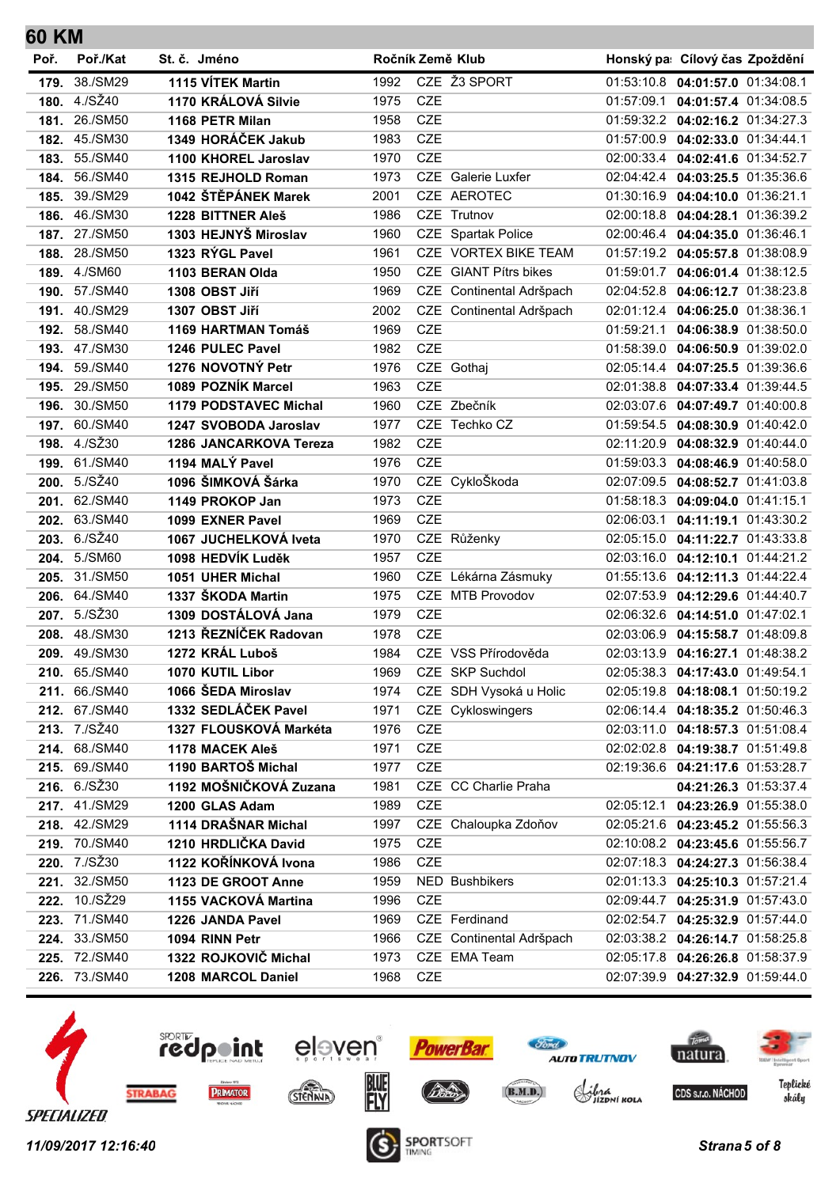## 60 KM

| Poř. | Poř./Kat | St. č. | Jméno | Ročník | Země | Klub | Honský pa | Cílový čas | Zpoždění |
|---|---|---|---|---|---|---|---|---|---|
| **179.** | 38./SM29 | **1115** | **VÍTEK Martin** | 1992 | CZE | Z3 SPORT | 01:53:10.8 | **04:01:57.0** | 01:34:08.1 |
| **180.** | 4./SŽ40 | **1170** | **KRÁLOVÁ Silvie** | 1975 | CZE | | 01:57:09.1 | **04:01:57.4** | 01:34:08.5 |
| **181.** | 26./SM50 | **1168** | **PETR Milan** | 1958 | CZE | | 01:59:32.2 | **04:02:16.2** | 01:34:27.3 |
| **182.** | 45./SM30 | **1349** | **HORÁČEK Jakub** | 1983 | CZE | | 01:57:00.9 | **04:02:33.0** | 01:34:44.1 |
| **183.** | 55./SM40 | **1100** | **KHOREL Jaroslav** | 1970 | CZE | | 02:00:33.4 | **04:02:41.6** | 01:34:52.7 |
| **184.** | 56./SM40 | **1315** | **REJHOLD Roman** | 1973 | CZE | Galerie Luxfer | 02:04:42.4 | **04:03:25.5** | 01:35:36.6 |
| **185.** | 39./SM29 | **1042** | **ŠTĚPÁNEK Marek** | 2001 | CZE | AEROTEC | 01:30:16.9 | **04:04:10.0** | 01:36:21.1 |
| **186.** | 46./SM30 | **1228** | **BITTNER Aleš** | 1986 | CZE | Trutnov | 02:00:18.8 | **04:04:28.1** | 01:36:39.2 |
| **187.** | 27./SM50 | **1303** | **HEJNYŠ Miroslav** | 1960 | CZE | Spartak Police | 02:00:46.4 | **04:04:35.0** | 01:36:46.1 |
| **188.** | 28./SM50 | **1323** | **RÝGL Pavel** | 1961 | CZE | VORTEX BIKE TEAM | 01:57:19.2 | **04:05:57.8** | 01:38:08.9 |
| **189.** | 4./SM60 | **1103** | **BERAN Olda** | 1950 | CZE | GIANT Pítrs bikes | 01:59:01.7 | **04:06:01.4** | 01:38:12.5 |
| **190.** | 57./SM40 | **1308** | **OBST Jiří** | 1969 | CZE | Continental Adršpach | 02:04:52.8 | **04:06:12.7** | 01:38:23.8 |
| **191.** | 40./SM29 | **1307** | **OBST Jiří** | 2002 | CZE | Continental Adršpach | 02:01:12.4 | **04:06:25.0** | 01:38:36.1 |
| **192.** | 58./SM40 | **1169** | **HARTMAN Tomáš** | 1969 | CZE | | 01:59:21.1 | **04:06:38.9** | 01:38:50.0 |
| **193.** | 47./SM30 | **1246** | **PULEC Pavel** | 1982 | CZE | | 01:58:39.0 | **04:06:50.9** | 01:39:02.0 |
| **194.** | 59./SM40 | **1276** | **NOVOTNÝ Petr** | 1976 | CZE | Gothaj | 02:05:14.4 | **04:07:25.5** | 01:39:36.6 |
| **195.** | 29./SM50 | **1089** | **POZNÍK Marcel** | 1963 | CZE | | 02:01:38.8 | **04:07:33.4** | 01:39:44.5 |
| **196.** | 30./SM50 | **1179** | **PODSTAVEC Michal** | 1960 | CZE | Zbečník | 02:03:07.6 | **04:07:49.7** | 01:40:00.8 |
| **197.** | 60./SM40 | **1247** | **SVOBODA Jaroslav** | 1977 | CZE | Techko CZ | 01:59:54.5 | **04:08:30.9** | 01:40:42.0 |
| **198.** | 4./SŽ30 | **1286** | **JANCARKOVA Tereza** | 1982 | CZE | | 02:11:20.9 | **04:08:32.9** | 01:40:44.0 |
| **199.** | 61./SM40 | **1194** | **MALÝ Pavel** | 1976 | CZE | | 01:59:03.3 | **04:08:46.9** | 01:40:58.0 |
| **200.** | 5./SŽ40 | **1096** | **ŠIMKOVÁ Šárka** | 1970 | CZE | CykloŠkoda | 02:07:09.5 | **04:08:52.7** | 01:41:03.8 |
| **201.** | 62./SM40 | **1149** | **PROKOP Jan** | 1973 | CZE | | 01:58:18.3 | **04:09:04.0** | 01:41:15.1 |
| **202.** | 63./SM40 | **1099** | **EXNER Pavel** | 1969 | CZE | | 02:06:03.1 | **04:11:19.1** | 01:43:30.2 |
| **203.** | 6./SŽ40 | **1067** | **JUCHELKOVÁ Iveta** | 1970 | CZE | Růženky | 02:05:15.0 | **04:11:22.7** | 01:43:33.8 |
| **204.** | 5./SM60 | **1098** | **HEDVÍK Luděk** | 1957 | CZE | | 02:03:16.0 | **04:12:10.1** | 01:44:21.2 |
| **205.** | 31./SM50 | **1051** | **UHER Michal** | 1960 | CZE | Lékárna Zásmuky | 01:55:13.6 | **04:12:11.3** | 01:44:22.4 |
| **206.** | 64./SM40 | **1337** | **ŠKODA Martin** | 1975 | CZE | MTB Provodov | 02:07:53.9 | **04:12:29.6** | 01:44:40.7 |
| **207.** | 5./SŽ30 | **1309** | **DOSTÁLOVÁ Jana** | 1979 | CZE | | 02:06:32.6 | **04:14:51.0** | 01:47:02.1 |
| **208.** | 48./SM30 | **1213** | **ŘEZNÍČEK Radovan** | 1978 | CZE | | 02:03:06.9 | **04:15:58.7** | 01:48:09.8 |
| **209.** | 49./SM30 | **1272** | **KRÁL Luboš** | 1984 | CZE | VSS Přírodověda | 02:03:13.9 | **04:16:27.1** | 01:48:38.2 |
| **210.** | 65./SM40 | **1070** | **KUTIL Libor** | 1969 | CZE | SKP Suchdol | 02:05:38.3 | **04:17:43.0** | 01:49:54.1 |
| **211.** | 66./SM40 | **1066** | **ŠEDA Miroslav** | 1974 | CZE | SDH Vysoká u Holic | 02:05:19.8 | **04:18:08.1** | 01:50:19.2 |
| **212.** | 67./SM40 | **1332** | **SEDLÁČEK Pavel** | 1971 | CZE | Cykloswingers | 02:06:14.4 | **04:18:35.2** | 01:50:46.3 |
| **213.** | 7./SŽ40 | **1327** | **FLOUSKOVÁ Markéta** | 1976 | CZE | | 02:03:11.0 | **04:18:57.3** | 01:51:08.4 |
| **214.** | 68./SM40 | **1178** | **MACEK Aleš** | 1971 | CZE | | 02:02:02.8 | **04:19:38.7** | 01:51:49.8 |
| **215.** | 69./SM40 | **1190** | **BARTOŠ Michal** | 1977 | CZE | | 02:19:36.6 | **04:21:17.6** | 01:53:28.7 |
| **216.** | 6./SŽ30 | **1192** | **MOŠNIČKOVÁ Zuzana** | 1981 | CZE | CC Charlie Praha | | **04:21:26.3** | 01:53:37.4 |
| **217.** | 41./SM29 | **1200** | **GLAS Adam** | 1989 | CZE | | 02:05:12.1 | **04:23:26.9** | 01:55:38.0 |
| **218.** | 42./SM29 | **1114** | **DRAŠNAR Michal** | 1997 | CZE | Chaloupka Zdoňov | 02:05:21.6 | **04:23:45.2** | 01:55:56.3 |
| **219.** | 70./SM40 | **1210** | **HRDLIČKA David** | 1975 | CZE | | 02:10:08.2 | **04:23:45.6** | 01:55:56.7 |
| **220.** | 7./SŽ30 | **1122** | **KOŘÍNKOVÁ Ivona** | 1986 | CZE | | 02:07:18.3 | **04:24:27.3** | 01:56:38.4 |
| **221.** | 32./SM50 | **1123** | **DE GROOT Anne** | 1959 | NED | Bushbikers | 02:01:13.3 | **04:25:10.3** | 01:57:21.4 |
| **222.** | 10./SŽ29 | **1155** | **VACKOVÁ Martina** | 1996 | CZE | | 02:09:44.7 | **04:25:31.9** | 01:57:43.0 |
| **223.** | 71./SM40 | **1226** | **JANDA Pavel** | 1969 | CZE | Ferdinand | 02:02:54.7 | **04:25:32.9** | 01:57:44.0 |
| **224.** | 33./SM50 | **1094** | **RINN Petr** | 1966 | CZE | Continental Adršpach | 02:03:38.2 | **04:26:14.7** | 01:58:25.8 |
| **225.** | 72./SM40 | **1322** | **ROJKOVIČ Michal** | 1973 | CZE | EMA Team | 02:05:17.8 | **04:26:26.8** | 01:58:37.9 |
| **226.** | 73./SM40 | **1208** | **MARCOL Daniel** | 1968 | CZE | | 02:07:39.9 | **04:27:32.9** | 01:59:44.0 |

*11/09/2017 12:16:40*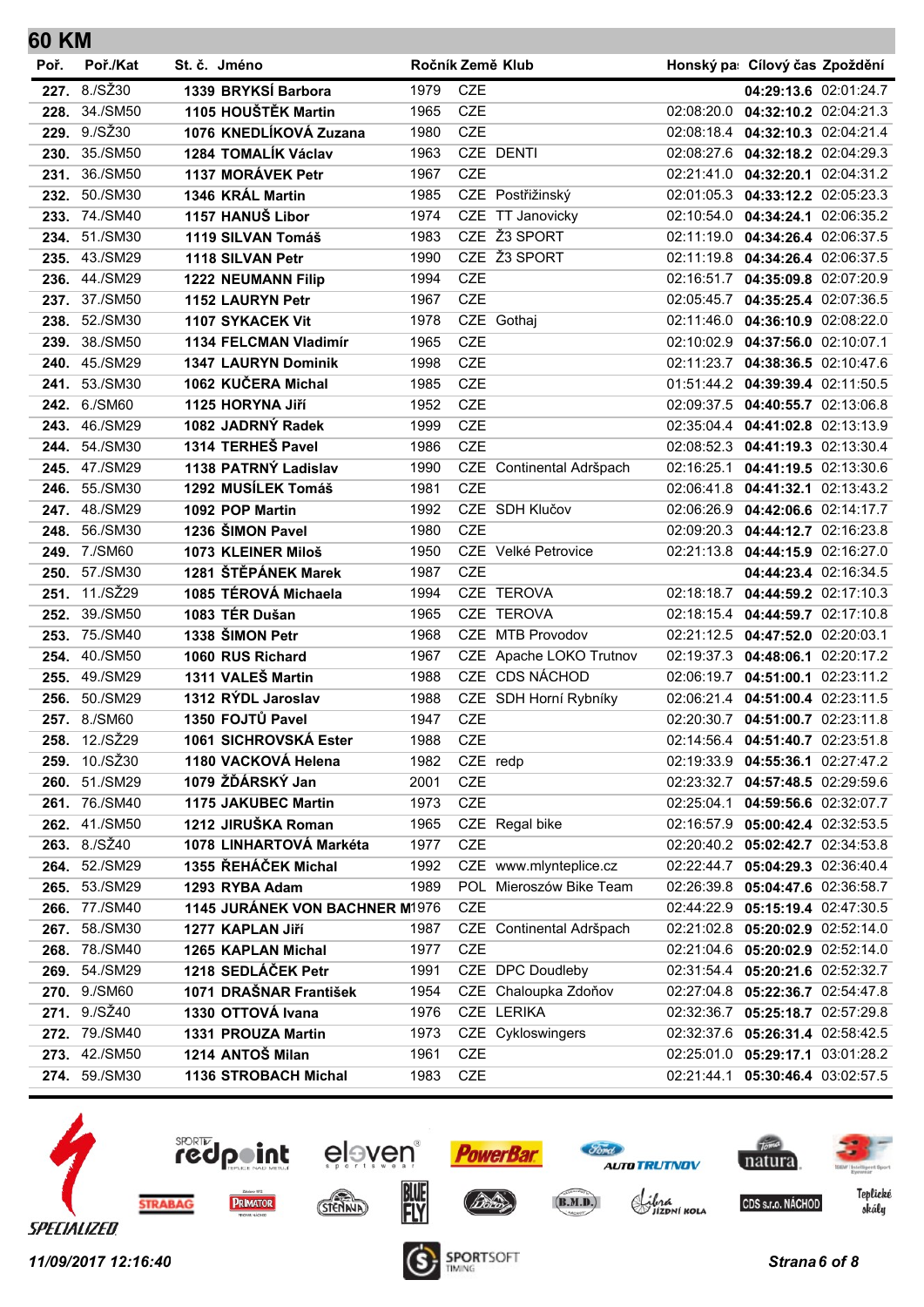# 60 KM

| Poř. | Poř./Kat | St. č. | Jméno | Ročník | Země | Klub | Honský pa | Cílový čas | Zpoždění |
|---|---|---|---|---|---|---|---|---|---|
| **227.** | 8./SŽ30 | 1339 | **BRYKSÍ Barbora** | 1979 | CZE | | | **04:29:13.6** | 02:01:24.7 |
| **228.** | 34./SM50 | 1105 | **HOUŠTĚK Martin** | 1965 | CZE | | 02:08:20.0 | **04:32:10.2** | 02:04:21.3 |
| **229.** | 9./SŽ30 | 1076 | **KNEDLÍKOVÁ Zuzana** | 1980 | CZE | | 02:08:18.4 | **04:32:10.3** | 02:04:21.4 |
| **230.** | 35./SM50 | 1284 | **TOMALÍK Václav** | 1963 | CZE | DENTI | 02:08:27.6 | **04:32:18.2** | 02:04:29.3 |
| **231.** | 36./SM50 | 1137 | **MORÁVEK Petr** | 1967 | CZE | | 02:21:41.0 | **04:32:20.1** | 02:04:31.2 |
| **232.** | 50./SM30 | 1346 | **KRÁL Martin** | 1985 | CZE | Postřižinský | 02:01:05.3 | **04:33:12.2** | 02:05:23.3 |
| **233.** | 74./SM40 | 1157 | **HANUŠ Libor** | 1974 | CZE | TT Janovicky | 02:10:54.0 | **04:34:24.1** | 02:06:35.2 |
| **234.** | 51./SM30 | 1119 | **SILVAN Tomáš** | 1983 | CZE | Ž3 SPORT | 02:11:19.0 | **04:34:26.4** | 02:06:37.5 |
| **235.** | 43./SM29 | 1118 | **SILVAN Petr** | 1990 | CZE | Ž3 SPORT | 02:11:19.8 | **04:34:26.4** | 02:06:37.5 |
| **236.** | 44./SM29 | 1222 | **NEUMANN Filip** | 1994 | CZE | | 02:16:51.7 | **04:35:09.8** | 02:07:20.9 |
| **237.** | 37./SM50 | 1152 | **LAURYN Petr** | 1967 | CZE | | 02:05:45.7 | **04:35:25.4** | 02:07:36.5 |
| **238.** | 52./SM30 | 1107 | **SYKACEK Vit** | 1978 | CZE | Gothaj | 02:11:46.0 | **04:36:10.9** | 02:08:22.0 |
| **239.** | 38./SM50 | 1134 | **FELCMAN Vladimír** | 1965 | CZE | | 02:10:02.9 | **04:37:56.0** | 02:10:07.1 |
| **240.** | 45./SM29 | 1347 | **LAURYN Dominik** | 1998 | CZE | | 02:11:23.7 | **04:38:36.5** | 02:10:47.6 |
| **241.** | 53./SM30 | 1062 | **KUČERA Michal** | 1985 | CZE | | 01:51:44.2 | **04:39:39.4** | 02:11:50.5 |
| **242.** | 6./SM60 | 1125 | **HORYNA Jiří** | 1952 | CZE | | 02:09:37.5 | **04:40:55.7** | 02:13:06.8 |
| **243.** | 46./SM29 | 1082 | **JADRNÝ Radek** | 1999 | CZE | | 02:35:04.4 | **04:41:02.8** | 02:13:13.9 |
| **244.** | 54./SM30 | 1314 | **TERHEŠ Pavel** | 1986 | CZE | | 02:08:52.3 | **04:41:19.3** | 02:13:30.4 |
| **245.** | 47./SM29 | 1138 | **PATRNÝ Ladislav** | 1990 | CZE | Continental Adršpach | 02:16:25.1 | **04:41:19.5** | 02:13:30.6 |
| **246.** | 55./SM30 | 1292 | **MUSÍLEK Tomáš** | 1981 | CZE | | 02:06:41.8 | **04:41:32.1** | 02:13:43.2 |
| **247.** | 48./SM29 | 1092 | **POP Martin** | 1992 | CZE | SDH Klučov | 02:06:26.9 | **04:42:06.6** | 02:14:17.7 |
| **248.** | 56./SM30 | 1236 | **ŠIMON Pavel** | 1980 | CZE | | 02:09:20.3 | **04:44:12.7** | 02:16:23.8 |
| **249.** | 7./SM60 | 1073 | **KLEINER Miloš** | 1950 | CZE | Velké Petrovice | 02:21:13.8 | **04:44:15.9** | 02:16:27.0 |
| **250.** | 57./SM30 | 1281 | **ŠTĚPÁNEK Marek** | 1987 | CZE | | | **04:44:23.4** | 02:16:34.5 |
| **251.** | 11./SŽ29 | 1085 | **TÉROVÁ Michaela** | 1994 | CZE | TEROVA | 02:18:18.7 | **04:44:59.2** | 02:17:10.3 |
| **252.** | 39./SM50 | 1083 | **TÉR Dušan** | 1965 | CZE | TEROVA | 02:18:15.4 | **04:44:59.7** | 02:17:10.8 |
| **253.** | 75./SM40 | 1338 | **ŠIMON Petr** | 1968 | CZE | MTB Provodov | 02:21:12.5 | **04:47:52.0** | 02:20:03.1 |
| **254.** | 40./SM50 | 1060 | **RUS Richard** | 1967 | CZE | Apache LOKO Trutnov | 02:19:37.3 | **04:48:06.1** | 02:20:17.2 |
| **255.** | 49./SM29 | 1311 | **VALEŠ Martin** | 1988 | CZE | CDS NÁCHOD | 02:06:19.7 | **04:51:00.1** | 02:23:11.2 |
| **256.** | 50./SM29 | 1312 | **RÝDL Jaroslav** | 1988 | CZE | SDH Horní Rybníky | 02:06:21.4 | **04:51:00.4** | 02:23:11.5 |
| **257.** | 8./SM60 | 1350 | **FOJTŮ Pavel** | 1947 | CZE | | 02:20:30.7 | **04:51:00.7** | 02:23:11.8 |
| **258.** | 12./SŽ29 | 1061 | **SICHROVSKÁ Ester** | 1988 | CZE | | 02:14:56.4 | **04:51:40.7** | 02:23:51.8 |
| **259.** | 10./SŽ30 | 1180 | **VACKOVÁ Helena** | 1982 | CZE | redp | 02:19:33.9 | **04:55:36.1** | 02:27:47.2 |
| **260.** | 51./SM29 | 1079 | **ŽĎÁRSKÝ Jan** | 2001 | CZE | | 02:23:32.7 | **04:57:48.5** | 02:29:59.6 |
| **261.** | 76./SM40 | 1175 | **JAKUBEC Martin** | 1973 | CZE | | 02:25:04.1 | **04:59:56.6** | 02:32:07.7 |
| **262.** | 41./SM50 | 1212 | **JIRUŠKA Roman** | 1965 | CZE | Regal bike | 02:16:57.9 | **05:00:42.4** | 02:32:53.5 |
| **263.** | 8./SŽ40 | 1078 | **LINHARTOVÁ Markéta** | 1977 | CZE | | 02:20:40.2 | **05:02:42.7** | 02:34:53.8 |
| **264.** | 52./SM29 | 1355 | **ŘEHÁČEK Michal** | 1992 | CZE | www.mlynteplice.cz | 02:22:44.7 | **05:04:29.3** | 02:36:40.4 |
| **265.** | 53./SM29 | 1293 | **RYBA Adam** | 1989 | POL | Mieroszów Bike Team | 02:26:39.8 | **05:04:47.6** | 02:36:58.7 |
| **266.** | 77./SM40 | 1145 | **JURÁNEK VON BACHNER M** | 1976 | CZE | | 02:44:22.9 | **05:15:19.4** | 02:47:30.5 |
| **267.** | 58./SM30 | 1277 | **KAPLAN Jiří** | 1987 | CZE | Continental Adršpach | 02:21:02.8 | **05:20:02.9** | 02:52:14.0 |
| **268.** | 78./SM40 | 1265 | **KAPLAN Michal** | 1977 | CZE | | 02:21:04.6 | **05:20:02.9** | 02:52:14.0 |
| **269.** | 54./SM29 | 1218 | **SEDLÁČEK Petr** | 1991 | CZE | DPC Doudleby | 02:31:54.4 | **05:20:21.6** | 02:52:32.7 |
| **270.** | 9./SM60 | 1071 | **DRAŠNAR František** | 1954 | CZE | Chaloupka Zdoňov | 02:27:04.8 | **05:22:36.7** | 02:54:47.8 |
| **271.** | 9./SŽ40 | 1330 | **OTTOVÁ Ivana** | 1976 | CZE | LERIKA | 02:32:36.7 | **05:25:18.7** | 02:57:29.8 |
| **272.** | 79./SM40 | 1331 | **PROUZA Martin** | 1973 | CZE | Cykloswingers | 02:32:37.6 | **05:26:31.4** | 02:58:42.5 |
| **273.** | 42./SM50 | 1214 | **ANTOŠ Milan** | 1961 | CZE | | 02:25:01.0 | **05:29:17.1** | 03:01:28.2 |
| **274.** | 59./SM30 | 1136 | **STROBACH Michal** | 1983 | CZE | | 02:21:44.1 | **05:30:46.4** | 03:02:57.5 |

*11/09/2017 12:16:40*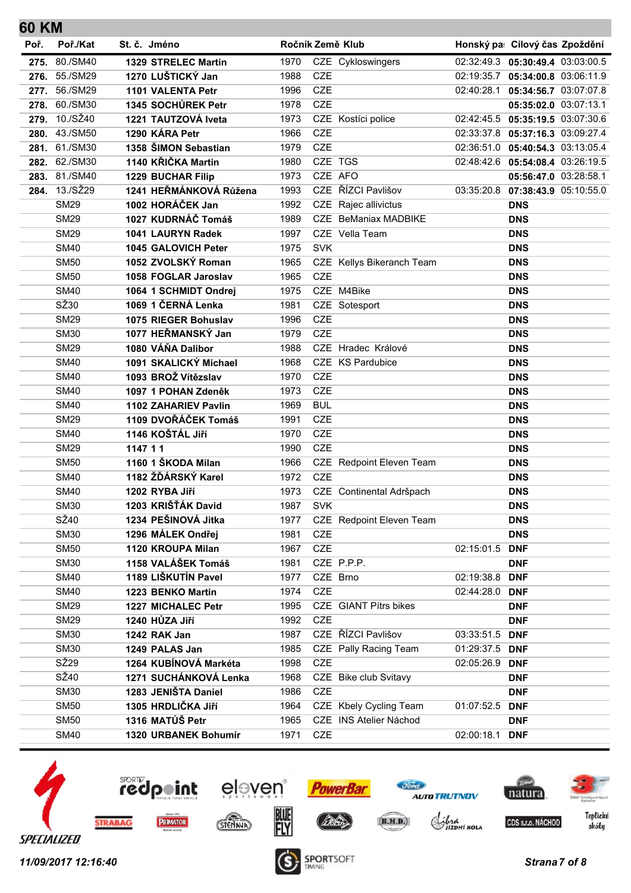# 60 KM

| Poř. | Poř./Kat | St. č. | Jméno | Ročník | Země | Klub | Honský pas | Cílový čas | Zpoždění |
|---|---|---|---|---|---|---|---|---|---|
| **275.** | 80./SM40 | **1329** | **STRELEC Martin** | 1970 | CZE | Cykloswingers | 02:32:49.3 | **05:30:49.4** | 03:03:00.5 |
| **276.** | 55./SM29 | **1270** | **LUŠTICKÝ Jan** | 1988 | CZE | | 02:19:35.7 | **05:34:00.8** | 03:06:11.9 |
| **277.** | 56./SM29 | **1101** | **VALENTA Petr** | 1996 | CZE | | 02:40:28.1 | **05:34:56.7** | 03:07:07.8 |
| **278.** | 60./SM30 | **1345** | **SOCHŮREK Petr** | 1978 | CZE | | | **05:35:02.0** | 03:07:13.1 |
| **279.** | 10./SŽ40 | **1221** | **TAUTZOVÁ Iveta** | 1973 | CZE | Kostíci police | 02:42:45.5 | **05:35:19.5** | 03:07:30.6 |
| **280.** | 43./SM50 | **1290** | **KÁRA Petr** | 1966 | CZE | | 02:33:37.8 | **05:37:16.3** | 03:09:27.4 |
| **281.** | 61./SM30 | **1358** | **ŠIMON Sebastian** | 1979 | CZE | | 02:36:51.0 | **05:40:54.3** | 03:13:05.4 |
| **282.** | 62./SM30 | **1140** | **KŘIČKA Martin** | 1980 | CZE | TGS | 02:48:42.6 | **05:54:08.4** | 03:26:19.5 |
| **283.** | 81./SM40 | **1229** | **BUCHAR Filip** | 1973 | CZE | AFO | | **05:56:47.0** | 03:28:58.1 |
| **284.** | 13./SŽ29 | **1241** | **HEŘMÁNKOVÁ Růžena** | 1993 | CZE | ŘÍZCI Pavlišov | 03:35:20.8 | **07:38:43.9** | 05:10:55.0 |
| | SM29 | **1002** | **HORÁČEK Jan** | 1992 | CZE | Rajec allivictus | | **DNS** | |
| | SM29 | **1027** | **KUDRNÁČ Tomáš** | 1989 | CZE | BeManiax MADBIKE | | **DNS** | |
| | SM29 | **1041** | **LAURYN Radek** | 1997 | CZE | Vella Team | | **DNS** | |
| | SM40 | **1045** | **GALOVICH Peter** | 1975 | SVK | | | **DNS** | |
| | SM50 | **1052** | **ZVOLSKÝ Roman** | 1965 | CZE | Kellys Bikeranch Team | | **DNS** | |
| | SM50 | **1058** | **FOGLAR Jaroslav** | 1965 | CZE | | | **DNS** | |
| | SM40 | **1064** | **1 SCHMIDT Ondrej** | 1975 | CZE | M4Bike | | **DNS** | |
| | SŽ30 | **1069** | **1 ČERNÁ Lenka** | 1981 | CZE | Sotesport | | **DNS** | |
| | SM29 | **1075** | **RIEGER Bohuslav** | 1996 | CZE | | | **DNS** | |
| | SM30 | **1077** | **HEŘMANSKÝ Jan** | 1979 | CZE | | | **DNS** | |
| | SM29 | **1080** | **VÁŇA Dalibor** | 1988 | CZE | Hradec Králové | | **DNS** | |
| | SM40 | **1091** | **SKALICKÝ Michael** | 1968 | CZE | KS Pardubice | | **DNS** | |
| | SM40 | **1093** | **BROŽ Vítězslav** | 1970 | CZE | | | **DNS** | |
| | SM40 | **1097** | **1 POHAN Zdeněk** | 1973 | CZE | | | **DNS** | |
| | SM40 | **1102** | **ZAHARIEV Pavlin** | 1969 | BUL | | | **DNS** | |
| | SM29 | **1109** | **DVOŘÁČEK Tomáš** | 1991 | CZE | | | **DNS** | |
| | SM40 | **1146** | **KOŠŤÁL Jiří** | 1970 | CZE | | | **DNS** | |
| | SM29 | **1147** | **1 1** | 1990 | CZE | | | **DNS** | |
| | SM50 | **1160** | **1 ŠKODA Milan** | 1966 | CZE | Redpoint Eleven Team | | **DNS** | |
| | SM40 | **1182** | **ŽĎÁRSKÝ Karel** | 1972 | CZE | | | **DNS** | |
| | SM40 | **1202** | **RYBA Jiří** | 1973 | CZE | Continental Adršpach | | **DNS** | |
| | SM30 | **1203** | **KRIŠŤÁK David** | 1987 | SVK | | | **DNS** | |
| | SŽ40 | **1234** | **PEŠINOVÁ Jitka** | 1977 | CZE | Redpoint Eleven Team | | **DNS** | |
| | SM30 | **1296** | **MÁLEK Ondřej** | 1981 | CZE | | | **DNS** | |
| | SM50 | **1120** | **KROUPA Milan** | 1967 | CZE | | 02:15:01.5 | **DNF** | |
| | SM30 | **1158** | **VALÁŠEK Tomáš** | 1981 | CZE | P.P.P. | | **DNF** | |
| | SM40 | **1189** | **LIŠKUTÍN Pavel** | 1977 | CZE | Brno | 02:19:38.8 | **DNF** | |
| | SM40 | **1223** | **BENKO Martin** | 1974 | CZE | | 02:44:28.0 | **DNF** | |
| | SM29 | **1227** | **MICHALEC Petr** | 1995 | CZE | GIANT Pítrs bikes | | **DNF** | |
| | SM29 | **1240** | **HŮZA Jiří** | 1992 | CZE | | | **DNF** | |
| | SM30 | **1242** | **RAK Jan** | 1987 | CZE | ŘÍZCI Pavlišov | 03:33:51.5 | **DNF** | |
| | SM30 | **1249** | **PALAS Jan** | 1985 | CZE | Pally Racing Team | 01:29:37.5 | **DNF** | |
| | SŽ29 | **1264** | **KUBÍNOVÁ Markéta** | 1998 | CZE | | 02:05:26.9 | **DNF** | |
| | SŽ40 | **1271** | **SUCHÁNKOVÁ Lenka** | 1968 | CZE | Bike club Svitavy | | **DNF** | |
| | SM30 | **1283** | **JENIŠTA Daniel** | 1986 | CZE | | | **DNF** | |
| | SM50 | **1305** | **HRDLIČKA Jiří** | 1964 | CZE | Kbely Cycling Team | 01:07:52.5 | **DNF** | |
| | SM50 | **1316** | **MATŮŠ Petr** | 1965 | CZE | INS Atelier Náchod | | **DNF** | |
| | SM40 | **1320** | **URBANEK Bohumír** | 1971 | CZE | | 02:00:18.1 | **DNF** | |

*11/09/2017 12:16:40*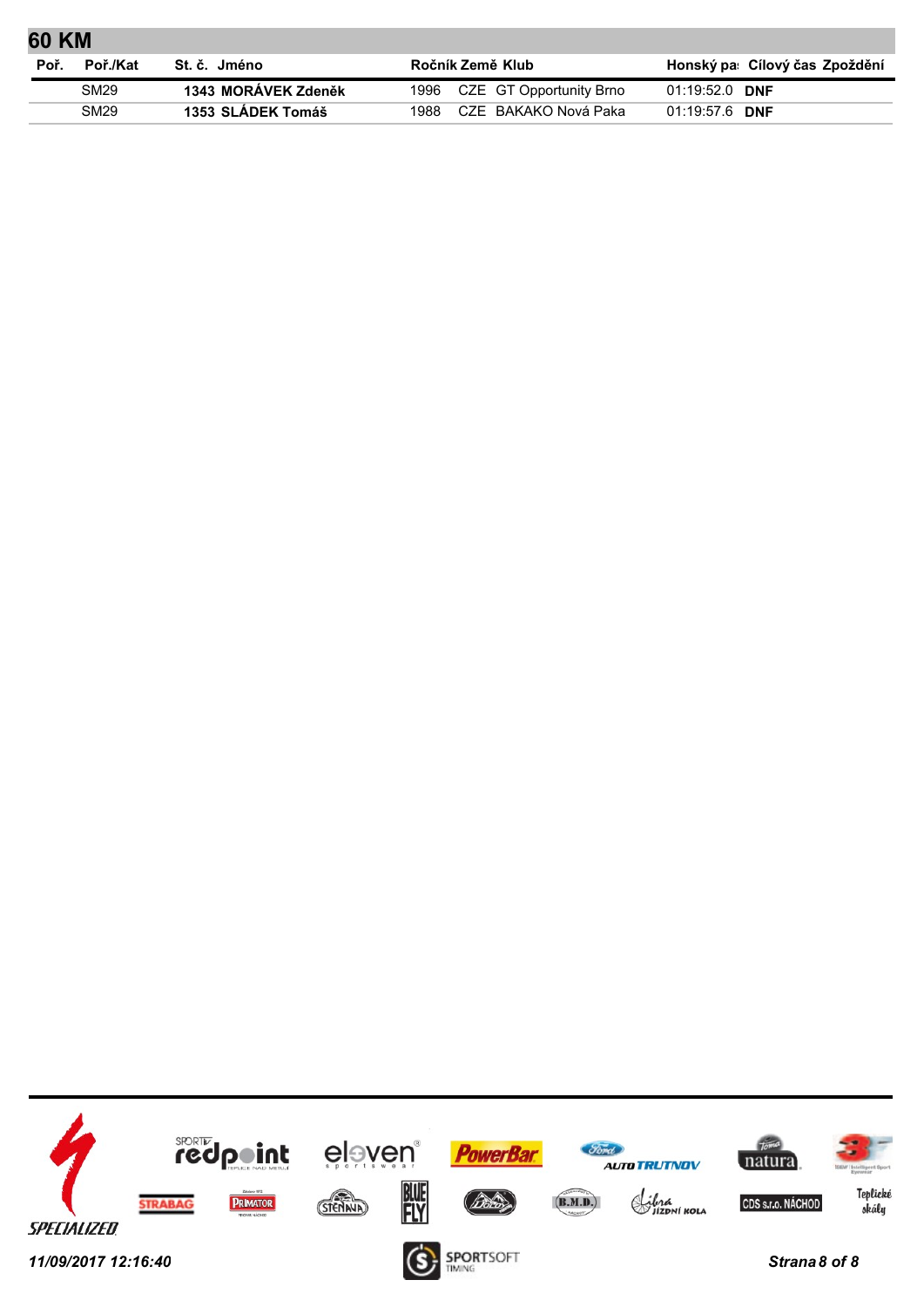## 60 KM

| Poř. | Poř./Kat | St. č. | Jméno | Ročník | Země | Klub | Honský pa | Cílový čas | Zpoždění |
|---|---|---|---|---|---|---|---|---|---|
| | SM29 | **1343** | **MORÁVEK Zdeněk** | 1996 | CZE | GT Opportunity Brno | 01:19:52.0 | **DNF** | |
| | SM29 | **1353** | **SLÁDEK Tomáš** | 1988 | CZE | BAKAKO Nová Paka | 01:19:57.6 | **DNF** | |

*11/09/2017 12:16:40*